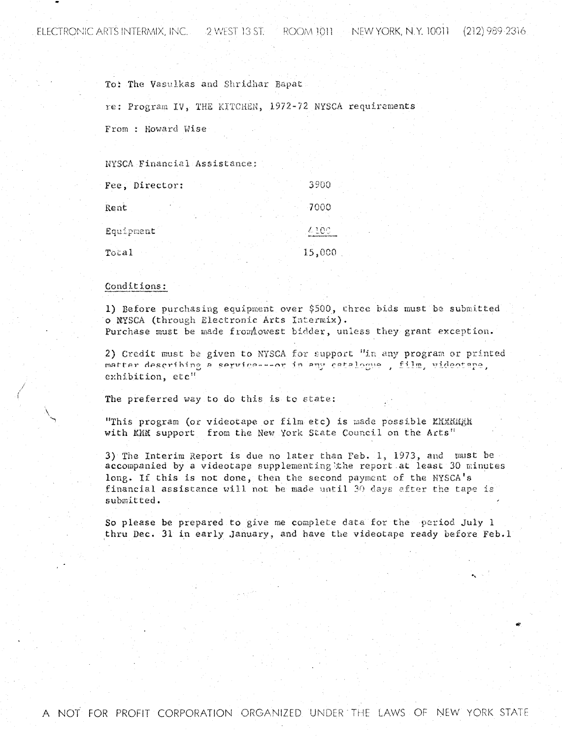ELECTRONIC ARTS INTERMIX, INC. 2 WEST 13 ST. ROOM 1011 NEW YORK, N.Y. 10011 (212) 989-2316

To: The Vasulkas and Shridhar Bapat

re: Program IV, THE KITCHEN, 1972-72 NYSCA requirements

From : Howard Wise

NYSCA Financial Assistance:

| | |
|---|---|
| Fee, Director: | 3900 |
| Rent | 7000 |
| Equipment | 4100 |
| Total | 15,000 |

Conditions:

1) Before purchasing equipment over $500, three bids must be submitted o NYSCA (through Electronic Arts Intermix). Purchase must be made from lowest bidder, unless they grant exception.

2) Credit must be given to NYSCA for support "in any program or printed matter describing a service---or in any catalogue , film, videotape, exhibition, etc"

The preferred way to do this is to state:

"This program (or videotape or film etc) is made possible XXXXXXX with XXX support from the New York State Council on the Arts"

3) The Interim Report is due no later than Feb. 1, 1973, and must be accompanied by a videotape supplementing the report at least 30 minutes long. If this is not done, then the second payment of the NYSCA's financial assistance will not be made until 30 days after the tape is submitted.

So please be prepared to give me complete data for the period July 1 thru Dec. 31 in early January, and have the videotape ready before Feb.1

A NOT FOR PROFIT CORPORATION ORGANIZED UNDER THE LAWS OF NEW YORK STATE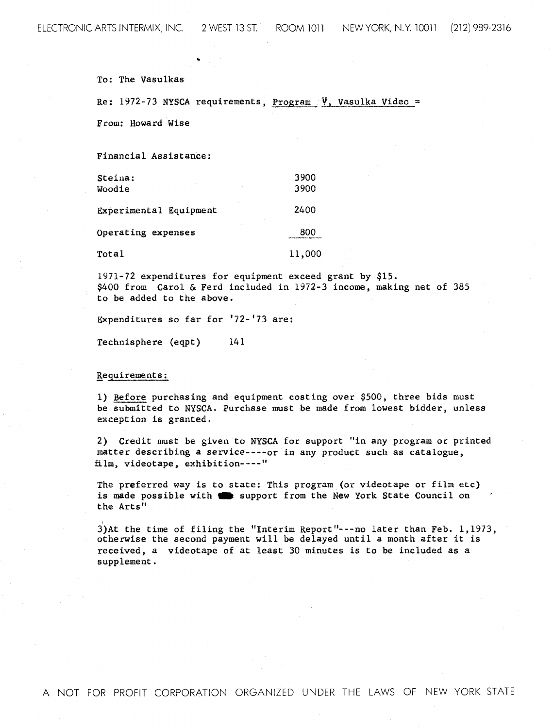ELECTRONIC ARTS INTERMIX, INC. 2 WEST 13 ST. ROOM 1011 NEW YORK, N.Y. 10011 (212) 989-2316

To: The Vasulkas

Re: 1972-73 NYSCA requirements, Program V, Vasulka Video =

From: Howard Wise

Financial Assistance:

| | |
|---|---|
| Steina: | 3900 |
| Woodie | 3900 |
| Experimental Equipment | 2400 |
| Operating expenses | 800 |
| Total | 11,000 |

1971-72 expenditures for equipment exceed grant by $15.
$400 from Carol & Ferd included in 1972-3 income, making net of 385 to be added to the above.

Expenditures so far for '72-'73 are:

Technisphere (eqpt) 141

Requirements:

1) Before purchasing and equipment costing over $500, three bids must be submitted to NYSCA. Purchase must be made from lowest bidder, unless exception is granted.

2) Credit must be given to NYSCA for support "in any program or printed matter describing a service----or in any product such as catalogue, film, videotape, exhibition----"

The preferred way is to state: This program (or videotape or film etc) is made possible with support from the New York State Council on the Arts"

3)At the time of filing the "Interim Report"---no later than Feb. 1,1973, otherwise the second payment will be delayed until a month after it is received, a videotape of at least 30 minutes is to be included as a supplement.

A NOT FOR PROFIT CORPORATION ORGANIZED UNDER THE LAWS OF NEW YORK STATE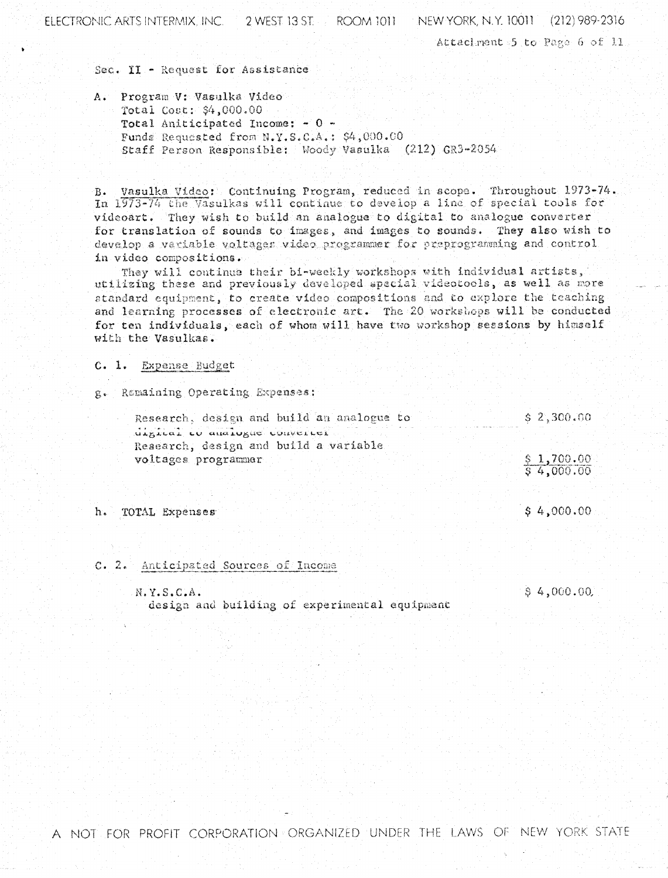ELECTRONIC ARTS INTERMIX, INC. 2 WEST 13 ST. ROOM 1011 NEW YORK, N.Y. 10011 (212) 989-2316

Attachment 5 to Page 6 of 11

Sec. II - Request for Assistance

A. Program V: Vasulka Video
Total Cost: $4,000.00
Total Aniticipated Income: - 0 -
Funds Requested from N.Y.S.C.A.: $4,000.00
Staff Person Responsible: Woody Vasulka (212) GR3-2054

B. Vasulka Video: Continuing Program, reduced in scope. Throughout 1973-74. In 1973-74 the Vasulkas will continue to develop a line of special tools for videoart. They wish to build an analogue to digital to analogue converter for translation of sounds to images, and images to sounds. They also wish to develop a variable voltages video programmer for preprogramming and control in video compositions.

They will continue their bi-weekly workshops with individual artists, utilizing these and previously developed special videotools, as well as more standard equipment, to create video compositions and to explore the teaching and learning processes of electronic art. The 20 workshops will be conducted for ten individuals, each of whom will have two workshop sessions by himself with the Vasulkas.

C. 1. Expense Budget

g. Remaining Operating Expenses:

| | |
|---|---|
| Research, design and build an analogue to digital to analogue converter | $ 2,300.00 |
| Research, design and build a variable voltages programmer | $ 1,700.00 |
| | $ 4,000.00 |

h. TOTAL Expenses $ 4,000.00

C. 2. Anticipated Sources of Income

N.Y.S.C.A. $ 4,000.00
design and building of experimental equipment

A NOT FOR PROFIT CORPORATION ORGANIZED UNDER THE LAWS OF NEW YORK STATE